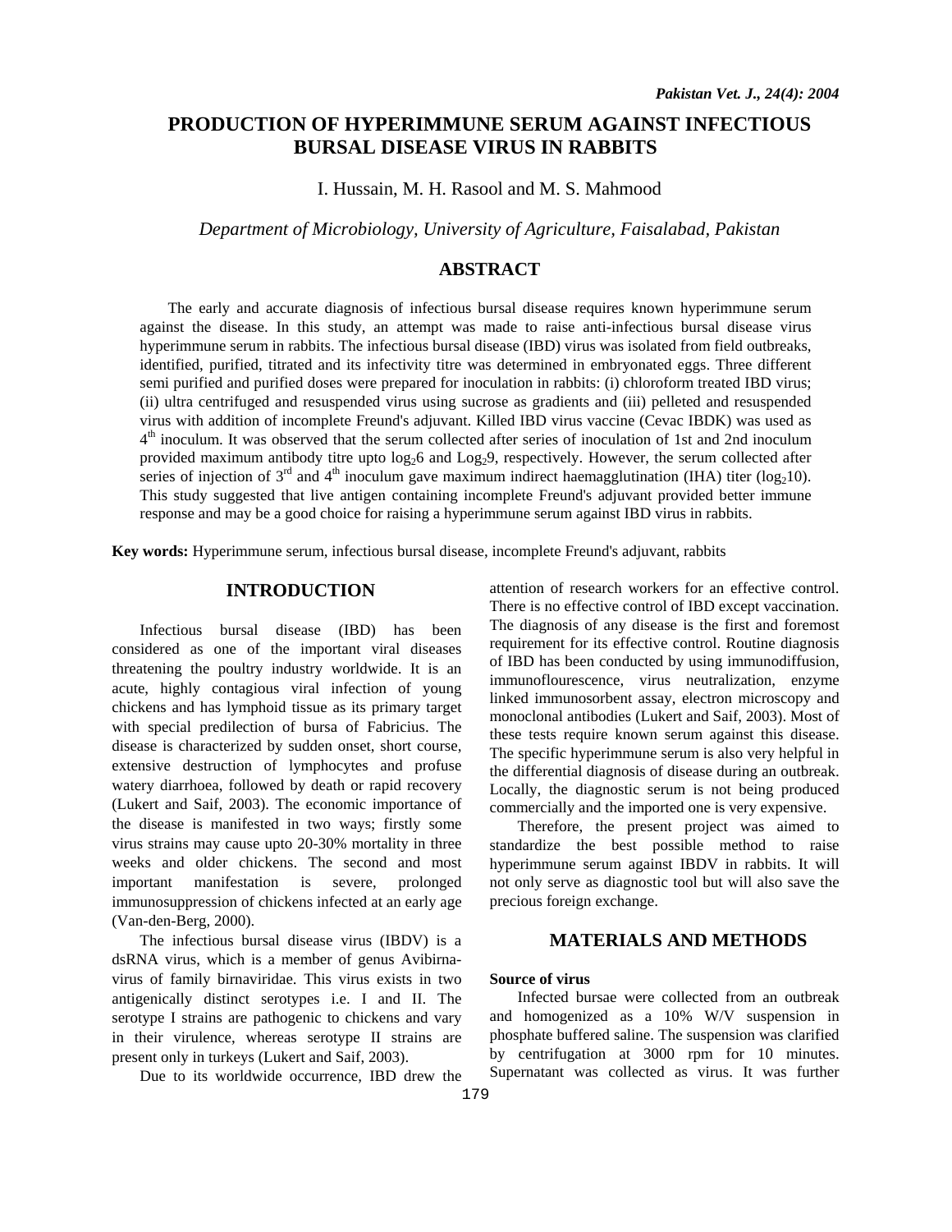# PRODUCTION OF HYPERIMMUNE SERUM AGAINST INFECTIOUS BURSAL DISEASE VIRUS IN RABBITS

I. Hussain, M. H. Rasool and M. S. Mahmood

*Department of Microbiology, University of Agriculture, Faisalabad, Pakistan*

## ABSTRACT

The early and accurate diagnosis of infectious bursal disease requires known hyperimmune serum against the disease. In this study, an attempt was made to raise anti-infectious bursal disease virus hyperimmune serum in rabbits. The infectious bursal disease (IBD) virus was isolated from field outbreaks, identified, purified, titrated and its infectivity titre was determined in embryonated eggs. Three different semi purified and purified doses were prepared for inoculation in rabbits: (i) chloroform treated IBD virus; (ii) ultra centrifuged and resuspended virus using sucrose as gradients and (iii) pelleted and resuspended virus with addition of incomplete Freund's adjuvant. Killed IBD virus vaccine (Cevac IBDK) was used as 4th inoculum. It was observed that the serum collected after series of inoculation of 1st and 2nd inoculum provided maximum antibody titre upto $\log_2 6$ and $\text{Log}_2 9$, respectively. However, the serum collected after series of injection of 3rd and 4th inoculum gave maximum indirect haemagglutination (IHA) titer ($\log_2 10$). This study suggested that live antigen containing incomplete Freund's adjuvant provided better immune response and may be a good choice for raising a hyperimmune serum against IBD virus in rabbits.

**Key words:** Hyperimmune serum, infectious bursal disease, incomplete Freund's adjuvant, rabbits

## INTRODUCTION

Infectious bursal disease (IBD) has been considered as one of the important viral diseases threatening the poultry industry worldwide. It is an acute, highly contagious viral infection of young chickens and has lymphoid tissue as its primary target with special predilection of bursa of Fabricius. The disease is characterized by sudden onset, short course, extensive destruction of lymphocytes and profuse watery diarrhoea, followed by death or rapid recovery (Lukert and Saif, 2003). The economic importance of the disease is manifested in two ways; firstly some virus strains may cause upto 20-30% mortality in three weeks and older chickens. The second and most important manifestation is severe, prolonged immunosuppression of chickens infected at an early age (Van-den-Berg, 2000).

The infectious bursal disease virus (IBDV) is a dsRNA virus, which is a member of genus Avibirna-virus of family birnaviridae. This virus exists in two antigenically distinct serotypes i.e. I and II. The serotype I strains are pathogenic to chickens and vary in their virulence, whereas serotype II strains are present only in turkeys (Lukert and Saif, 2003).

Due to its worldwide occurrence, IBD drew the attention of research workers for an effective control. There is no effective control of IBD except vaccination. The diagnosis of any disease is the first and foremost requirement for its effective control. Routine diagnosis of IBD has been conducted by using immunodiffusion, immunoflourescence, virus neutralization, enzyme linked immunosorbent assay, electron microscopy and monoclonal antibodies (Lukert and Saif, 2003). Most of these tests require known serum against this disease. The specific hyperimmune serum is also very helpful in the differential diagnosis of disease during an outbreak. Locally, the diagnostic serum is not being produced commercially and the imported one is very expensive.

Therefore, the present project was aimed to standardize the best possible method to raise hyperimmune serum against IBDV in rabbits. It will not only serve as diagnostic tool but will also save the precious foreign exchange.

## MATERIALS AND METHODS

### Source of virus

Infected bursae were collected from an outbreak and homogenized as a 10% W/V suspension in phosphate buffered saline. The suspension was clarified by centrifugation at 3000 rpm for 10 minutes. Supernatant was collected as virus. It was further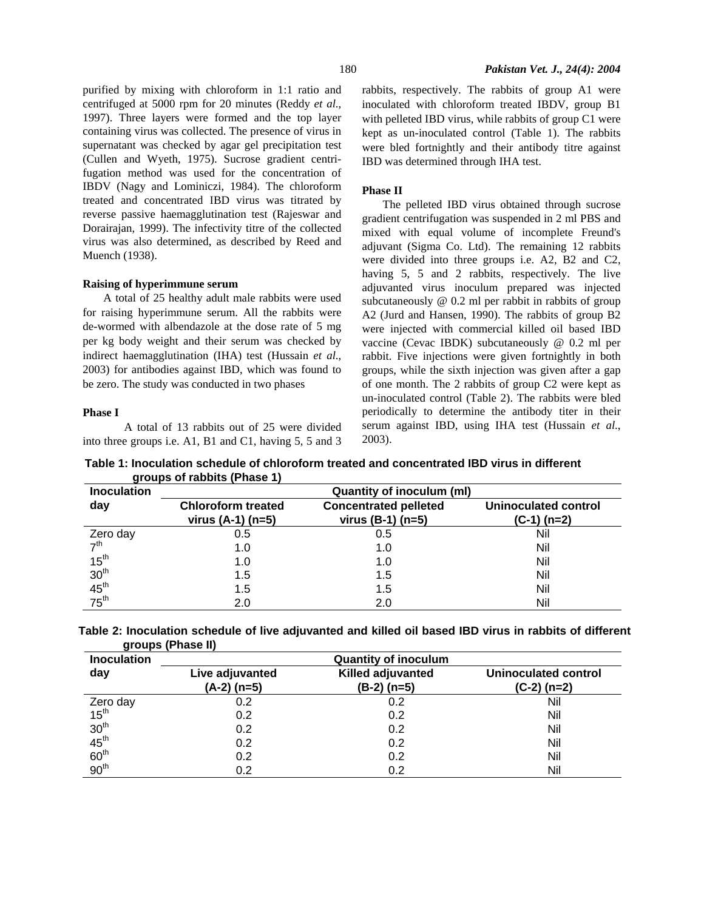purified by mixing with chloroform in 1:1 ratio and centrifuged at 5000 rpm for 20 minutes (Reddy *et al*., 1997). Three layers were formed and the top layer containing virus was collected. The presence of virus in supernatant was checked by agar gel precipitation test (Cullen and Wyeth, 1975). Sucrose gradient centrifugation method was used for the concentration of IBDV (Nagy and Lominiczi, 1984). The chloroform treated and concentrated IBD virus was titrated by reverse passive haemagglutination test (Rajeswar and Dorairajan, 1999). The infectivity titre of the collected virus was also determined, as described by Reed and Muench (1938).

#### Raising of hyperimmune serum

A total of 25 healthy adult male rabbits were used for raising hyperimmune serum. All the rabbits were de-wormed with albendazole at the dose rate of 5 mg per kg body weight and their serum was checked by indirect haemagglutination (IHA) test (Hussain *et al*., 2003) for antibodies against IBD, which was found to be zero. The study was conducted in two phases

#### Phase I

A total of 13 rabbits out of 25 were divided into three groups i.e. A1, B1 and C1, having 5, 5 and 3 rabbits, respectively. The rabbits of group A1 were inoculated with chloroform treated IBDV, group B1 with pelleted IBD virus, while rabbits of group C1 were kept as un-inoculated control (Table 1). The rabbits were bled fortnightly and their antibody titre against IBD was determined through IHA test.

#### Phase II

The pelleted IBD virus obtained through sucrose gradient centrifugation was suspended in 2 ml PBS and mixed with equal volume of incomplete Freund's adjuvant (Sigma Co. Ltd). The remaining 12 rabbits were divided into three groups i.e. A2, B2 and C2, having 5, 5 and 2 rabbits, respectively. The live adjuvanted virus inoculum prepared was injected subcutaneously @ 0.2 ml per rabbit in rabbits of group A2 (Jurd and Hansen, 1990). The rabbits of group B2 were injected with commercial killed oil based IBD vaccine (Cevac IBDK) subcutaneously @ 0.2 ml per rabbit. Five injections were given fortnightly in both groups, while the sixth injection was given after a gap of one month. The 2 rabbits of group C2 were kept as un-inoculated control (Table 2). The rabbits were bled periodically to determine the antibody titer in their serum against IBD, using IHA test (Hussain *et al*., 2003).

**Table 1: Inoculation schedule of chloroform treated and concentrated IBD virus in different groups of rabbits (Phase 1)**

| Inoculation day | Quantity of inoculum (ml) | | |
|---|---|---|---|
| | Chloroform treated virus (A-1) (n=5) | Concentrated pelleted virus (B-1) (n=5) | Uninoculated control (C-1) (n=2) |
| Zero day | 0.5 | 0.5 | Nil |
| 7th | 1.0 | 1.0 | Nil |
| 15th | 1.0 | 1.0 | Nil |
| 30th | 1.5 | 1.5 | Nil |
| 45th | 1.5 | 1.5 | Nil |
| 75th | 2.0 | 2.0 | Nil |

**Table 2: Inoculation schedule of live adjuvanted and killed oil based IBD virus in rabbits of different groups (Phase II)**

| Inoculation day | Quantity of inoculum | | |
|---|---|---|---|
| | Live adjuvanted (A-2) (n=5) | Killed adjuvanted (B-2) (n=5) | Uninoculated control (C-2) (n=2) |
| Zero day | 0.2 | 0.2 | Nil |
| 15th | 0.2 | 0.2 | Nil |
| 30th | 0.2 | 0.2 | Nil |
| 45th | 0.2 | 0.2 | Nil |
| 60th | 0.2 | 0.2 | Nil |
| 90th | 0.2 | 0.2 | Nil |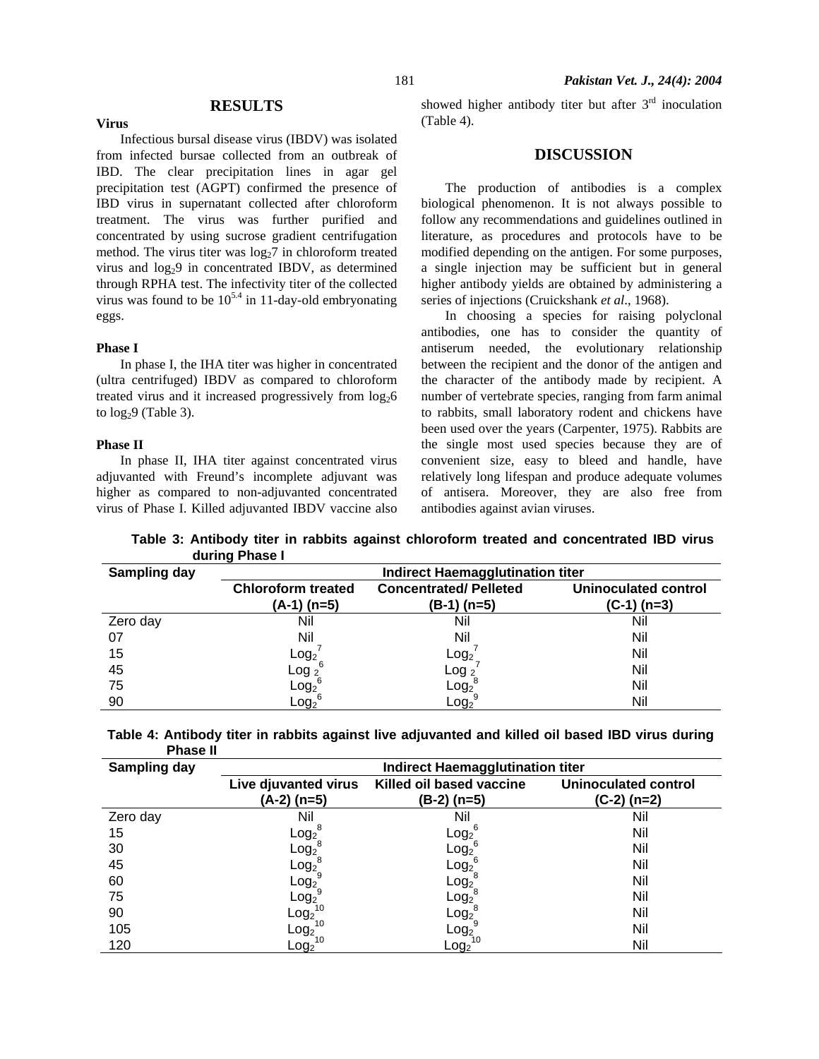## RESULTS

### Virus

Infectious bursal disease virus (IBDV) was isolated from infected bursae collected from an outbreak of IBD. The clear precipitation lines in agar gel precipitation test (AGPT) confirmed the presence of IBD virus in supernatant collected after chloroform treatment. The virus was further purified and concentrated by using sucrose gradient centrifugation method. The virus titer was $\log_2 7$ in chloroform treated virus and $\log_2 9$ in concentrated IBDV, as determined through RPHA test. The infectivity titer of the collected virus was found to be $10^{5.4}$ in 11-day-old embryonating eggs.

### Phase I

In phase I, the IHA titer was higher in concentrated (ultra centrifuged) IBDV as compared to chloroform treated virus and it increased progressively from $\log_2 6$ to $\log_2 9$ (Table 3).

### Phase II

In phase II, IHA titer against concentrated virus adjuvanted with Freund's incomplete adjuvant was higher as compared to non-adjuvanted concentrated virus of Phase I. Killed adjuvanted IBDV vaccine also showed higher antibody titer but after 3rd inoculation (Table 4).

## DISCUSSION

The production of antibodies is a complex biological phenomenon. It is not always possible to follow any recommendations and guidelines outlined in literature, as procedures and protocols have to be modified depending on the antigen. For some purposes, a single injection may be sufficient but in general higher antibody yields are obtained by administering a series of injections (Cruickshank *et al*., 1968).

In choosing a species for raising polyclonal antibodies, one has to consider the quantity of antiserum needed, the evolutionary relationship between the recipient and the donor of the antigen and the character of the antibody made by recipient. A number of vertebrate species, ranging from farm animal to rabbits, small laboratory rodent and chickens have been used over the years (Carpenter, 1975). Rabbits are the single most used species because they are of convenient size, easy to bleed and handle, have relatively long lifespan and produce adequate volumes of antisera. Moreover, they are also free from antibodies against avian viruses.

**Table 3: Antibody titer in rabbits against chloroform treated and concentrated IBD virus during Phase I**

| Sampling day | Indirect Haemagglutination titer | | |
|---|---|---|---|
| | Chloroform treated (A-1) (n=5) | Concentrated/ Pelleted (B-1) (n=5) | Uninoculated control (C-1) (n=3) |
| Zero day | Nil | Nil | Nil |
| 07 | Nil | Nil | Nil |
| 15 | $\text{Log}_2{}^7$ | $\text{Log}_2{}^7$ | Nil |
| 45 | $\text{Log}_2{}^6$ | $\text{Log}_2{}^7$ | Nil |
| 75 | $\text{Log}_2{}^6$ | $\text{Log}_2{}^8$ | Nil |
| 90 | $\text{Log}_2{}^6$ | $\text{Log}_2{}^9$ | Nil |

**Table 4: Antibody titer in rabbits against live adjuvanted and killed oil based IBD virus during Phase II**

| Sampling day | Indirect Haemagglutination titer | | |
|---|---|---|---|
| | Live djuvanted virus (A-2) (n=5) | Killed oil based vaccine (B-2) (n=5) | Uninoculated control (C-2) (n=2) |
| Zero day | Nil | Nil | Nil |
| 15 | $\text{Log}_2{}^8$ | $\text{Log}_2{}^6$ | Nil |
| 30 | $\text{Log}_2{}^8$ | $\text{Log}_2{}^6$ | Nil |
| 45 | $\text{Log}_2{}^8$ | $\text{Log}_2{}^6$ | Nil |
| 60 | $\text{Log}_2{}^9$ | $\text{Log}_2{}^8$ | Nil |
| 75 | $\text{Log}_2{}^9$ | $\text{Log}_2{}^8$ | Nil |
| 90 | $\text{Log}_2{}^{10}$ | $\text{Log}_2{}^8$ | Nil |
| 105 | $\text{Log}_2{}^{10}$ | $\text{Log}_2{}^9$ | Nil |
| 120 | $\text{Log}_2{}^{10}$ | $\text{Log}_2{}^{10}$ | Nil |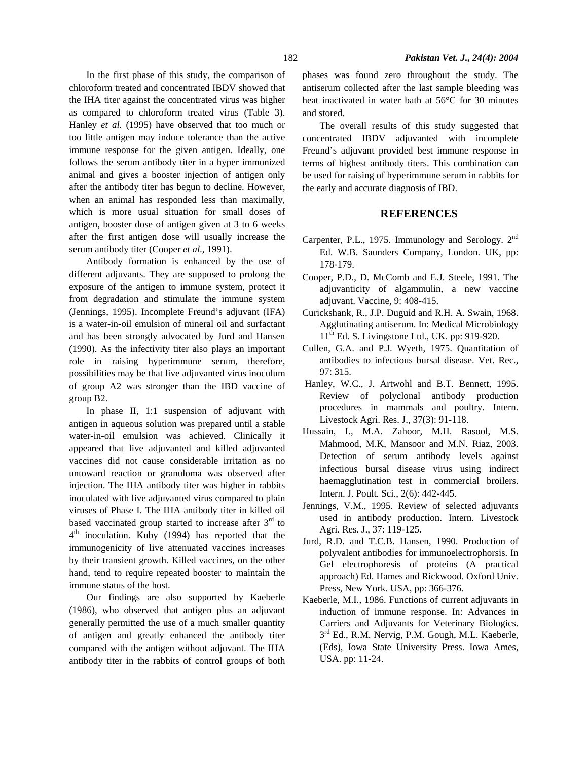In the first phase of this study, the comparison of chloroform treated and concentrated IBDV showed that the IHA titer against the concentrated virus was higher as compared to chloroform treated virus (Table 3). Hanley *et al.* (1995) have observed that too much or too little antigen may induce tolerance than the active immune response for the given antigen. Ideally, one follows the serum antibody titer in a hyper immunized animal and gives a booster injection of antigen only after the antibody titer has begun to decline. However, when an animal has responded less than maximally, which is more usual situation for small doses of antigen, booster dose of antigen given at 3 to 6 weeks after the first antigen dose will usually increase the serum antibody titer (Cooper *et al*., 1991).

Antibody formation is enhanced by the use of different adjuvants. They are supposed to prolong the exposure of the antigen to immune system, protect it from degradation and stimulate the immune system (Jennings, 1995). Incomplete Freund's adjuvant (IFA) is a water-in-oil emulsion of mineral oil and surfactant and has been strongly advocated by Jurd and Hansen (1990). As the infectivity titer also plays an important role in raising hyperimmune serum, therefore, possibilities may be that live adjuvanted virus inoculum of group A2 was stronger than the IBD vaccine of group B2.

In phase II, 1:1 suspension of adjuvant with antigen in aqueous solution was prepared until a stable water-in-oil emulsion was achieved. Clinically it appeared that live adjuvanted and killed adjuvanted vaccines did not cause considerable irritation as no untoward reaction or granuloma was observed after injection. The IHA antibody titer was higher in rabbits inoculated with live adjuvanted virus compared to plain viruses of Phase I. The IHA antibody titer in killed oil based vaccinated group started to increase after 3rd to 4th inoculation. Kuby (1994) has reported that the immunogenicity of live attenuated vaccines increases by their transient growth. Killed vaccines, on the other hand, tend to require repeated booster to maintain the immune status of the host.

Our findings are also supported by Kaeberle (1986), who observed that antigen plus an adjuvant generally permitted the use of a much smaller quantity of antigen and greatly enhanced the antibody titer compared with the antigen without adjuvant. The IHA antibody titer in the rabbits of control groups of both phases was found zero throughout the study. The antiserum collected after the last sample bleeding was heat inactivated in water bath at 56°C for 30 minutes and stored.

The overall results of this study suggested that concentrated IBDV adjuvanted with incomplete Freund's adjuvant provided best immune response in terms of highest antibody titers. This combination can be used for raising of hyperimmune serum in rabbits for the early and accurate diagnosis of IBD.

## REFERENCES

Carpenter, P.L., 1975. Immunology and Serology. 2nd Ed. W.B. Saunders Company, London. UK, pp: 178-179.

Cooper, P.D., D. McComb and E.J. Steele, 1991. The adjuvanticity of algammulin, a new vaccine adjuvant. Vaccine, 9: 408-415.

Curickshank, R., J.P. Duguid and R.H. A. Swain, 1968. Agglutinating antiserum. In: Medical Microbiology 11th Ed. S. Livingstone Ltd., UK. pp: 919-920.

Cullen, G.A. and P.J. Wyeth, 1975. Quantitation of antibodies to infectious bursal disease. Vet. Rec., 97: 315.

Hanley, W.C., J. Artwohl and B.T. Bennett, 1995. Review of polyclonal antibody production procedures in mammals and poultry. Intern. Livestock Agri. Res. J., 37(3): 91-118.

Hussain, I., M.A. Zahoor, M.H. Rasool, M.S. Mahmood, M.K, Mansoor and M.N. Riaz, 2003. Detection of serum antibody levels against infectious bursal disease virus using indirect haemagglutination test in commercial broilers. Intern. J. Poult. Sci., 2(6): 442-445.

Jennings, V.M., 1995. Review of selected adjuvants used in antibody production. Intern. Livestock Agri. Res. J., 37: 119-125.

Jurd, R.D. and T.C.B. Hansen, 1990. Production of polyvalent antibodies for immunoelectrophorsis. In Gel electrophoresis of proteins (A practical approach) Ed. Hames and Rickwood. Oxford Univ. Press, New York. USA, pp: 366-376.

Kaeberle, M.I., 1986. Functions of current adjuvants in induction of immune response. In: Advances in Carriers and Adjuvants for Veterinary Biologics. 3rd Ed., R.M. Nervig, P.M. Gough, M.L. Kaeberle, (Eds), Iowa State University Press. Iowa Ames, USA. pp: 11-24.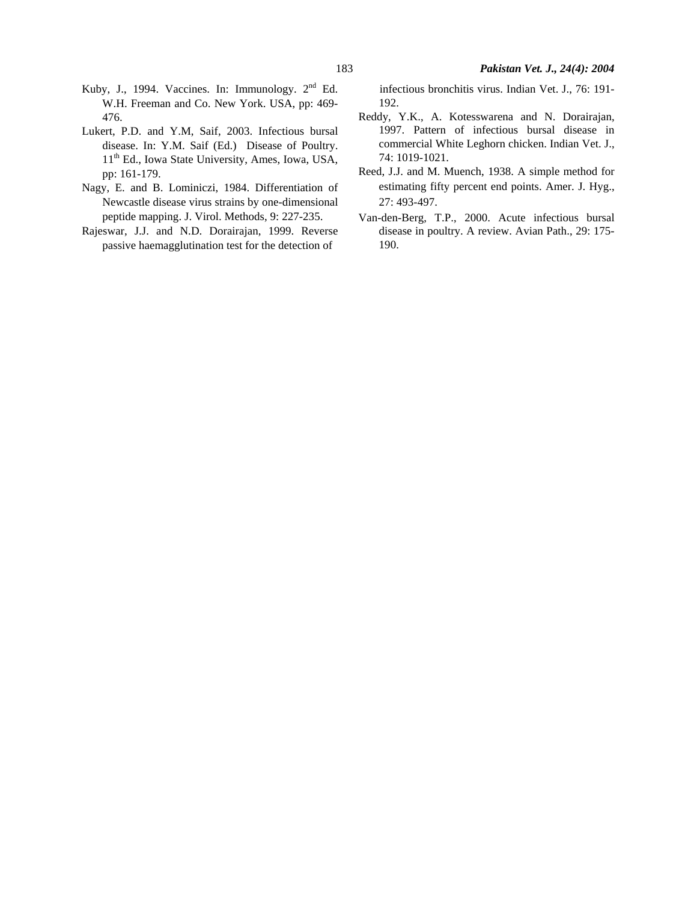Kuby, J., 1994. Vaccines. In: Immunology. 2nd Ed. W.H. Freeman and Co. New York. USA, pp: 469-476.

Lukert, P.D. and Y.M, Saif, 2003. Infectious bursal disease. In: Y.M. Saif (Ed.) Disease of Poultry. 11th Ed., Iowa State University, Ames, Iowa, USA, pp: 161-179.

Nagy, E. and B. Lominiczi, 1984. Differentiation of Newcastle disease virus strains by one-dimensional peptide mapping. J. Virol. Methods, 9: 227-235.

Rajeswar, J.J. and N.D. Dorairajan, 1999. Reverse passive haemagglutination test for the detection of infectious bronchitis virus. Indian Vet. J., 76: 191-192.

Reddy, Y.K., A. Kotesswarena and N. Dorairajan, 1997. Pattern of infectious bursal disease in commercial White Leghorn chicken. Indian Vet. J., 74: 1019-1021.

Reed, J.J. and M. Muench, 1938. A simple method for estimating fifty percent end points. Amer. J. Hyg., 27: 493-497.

Van-den-Berg, T.P., 2000. Acute infectious bursal disease in poultry. A review. Avian Path., 29: 175-190.